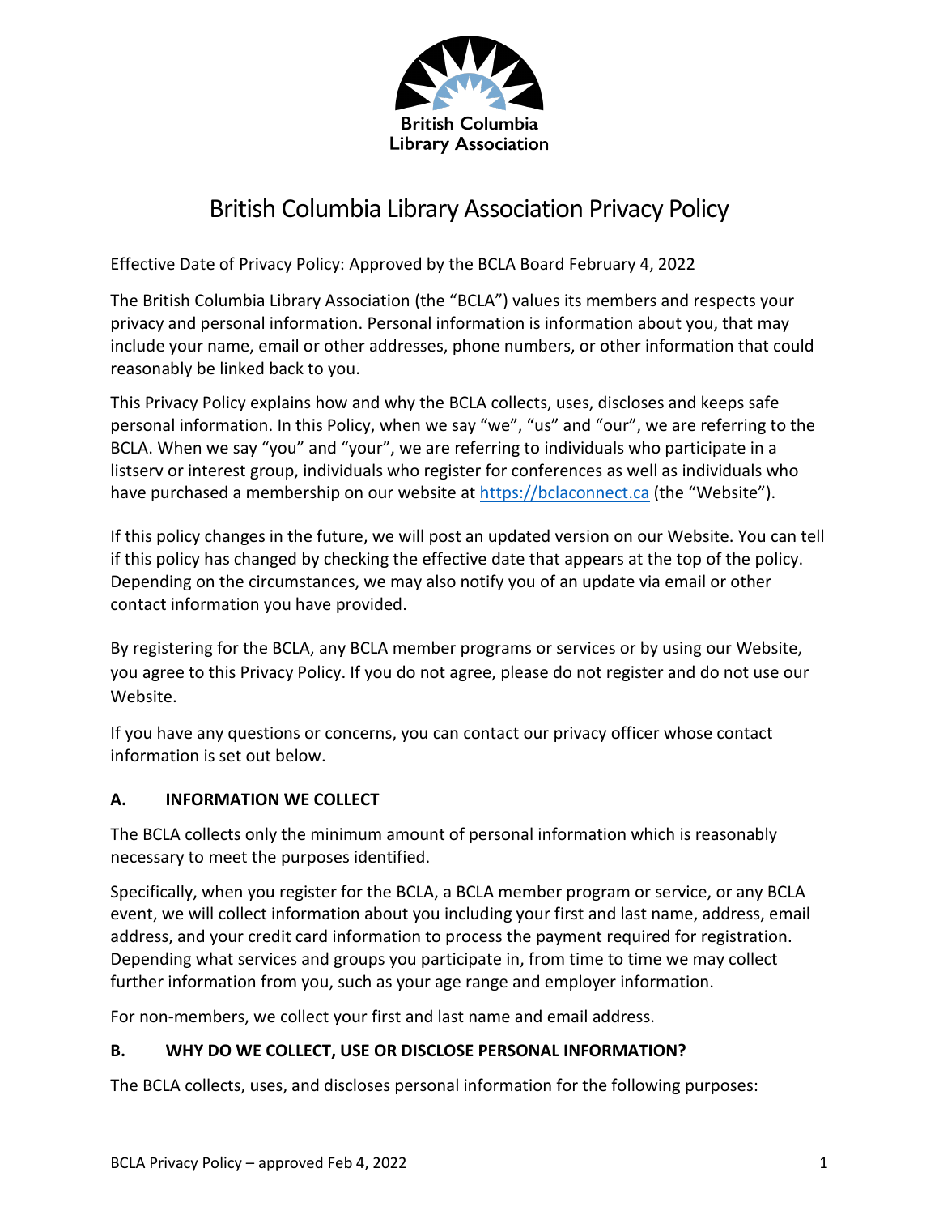British Columbia Library Association

# British Columbia Library Association Privacy Policy

Effective Date of Privacy Policy: Approved by the BCLA Board February 4, 2022

The British Columbia Library Association (the "BCLA") values its members and respects your privacy and personal information. Personal information is information about you, that may include your name, email or other addresses, phone numbers, or other information that could reasonably be linked back to you.

This Privacy Policy explains how and why the BCLA collects, uses, discloses and keeps safe personal information. In this Policy, when we say "we", "us" and "our", we are referring to the BCLA. When we say "you" and "your", we are referring to individuals who participate in a listserv or interest group, individuals who register for conferences as well as individuals who have purchased a membership on our website at [https://bclaconnect.ca](https://bclaconnect.ca) (the "Website").

If this policy changes in the future, we will post an updated version on our Website. You can tell if this policy has changed by checking the effective date that appears at the top of the policy. Depending on the circumstances, we may also notify you of an update via email or other contact information you have provided.

By registering for the BCLA, any BCLA member programs or services or by using our Website, you agree to this Privacy Policy. If you do not agree, please do not register and do not use our Website.

If you have any questions or concerns, you can contact our privacy officer whose contact information is set out below.

## A. INFORMATION WE COLLECT

The BCLA collects only the minimum amount of personal information which is reasonably necessary to meet the purposes identified.

Specifically, when you register for the BCLA, a BCLA member program or service, or any BCLA event, we will collect information about you including your first and last name, address, email address, and your credit card information to process the payment required for registration. Depending what services and groups you participate in, from time to time we may collect further information from you, such as your age range and employer information.

For non-members, we collect your first and last name and email address.

## B. WHY DO WE COLLECT, USE OR DISCLOSE PERSONAL INFORMATION?

The BCLA collects, uses, and discloses personal information for the following purposes: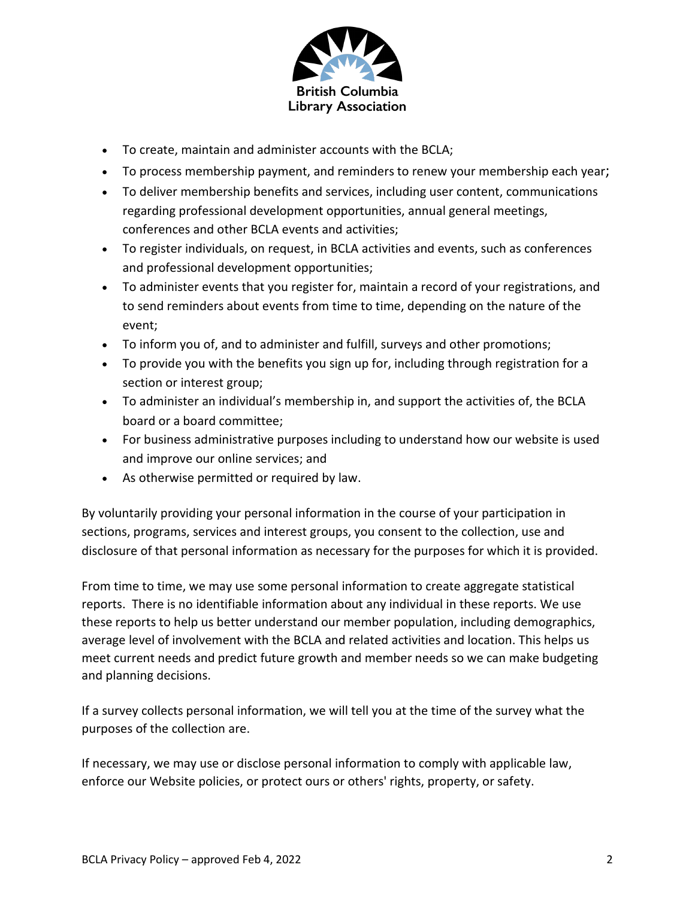- To create, maintain and administer accounts with the BCLA;
- To process membership payment, and reminders to renew your membership each year;
- To deliver membership benefits and services, including user content, communications regarding professional development opportunities, annual general meetings, conferences and other BCLA events and activities;
- To register individuals, on request, in BCLA activities and events, such as conferences and professional development opportunities;
- To administer events that you register for, maintain a record of your registrations, and to send reminders about events from time to time, depending on the nature of the event;
- To inform you of, and to administer and fulfill, surveys and other promotions;
- To provide you with the benefits you sign up for, including through registration for a section or interest group;
- To administer an individual's membership in, and support the activities of, the BCLA board or a board committee;
- For business administrative purposes including to understand how our website is used and improve our online services; and
- As otherwise permitted or required by law.

By voluntarily providing your personal information in the course of your participation in sections, programs, services and interest groups, you consent to the collection, use and disclosure of that personal information as necessary for the purposes for which it is provided.

From time to time, we may use some personal information to create aggregate statistical reports. There is no identifiable information about any individual in these reports. We use these reports to help us better understand our member population, including demographics, average level of involvement with the BCLA and related activities and location. This helps us meet current needs and predict future growth and member needs so we can make budgeting and planning decisions.

If a survey collects personal information, we will tell you at the time of the survey what the purposes of the collection are.

If necessary, we may use or disclose personal information to comply with applicable law, enforce our Website policies, or protect ours or others' rights, property, or safety.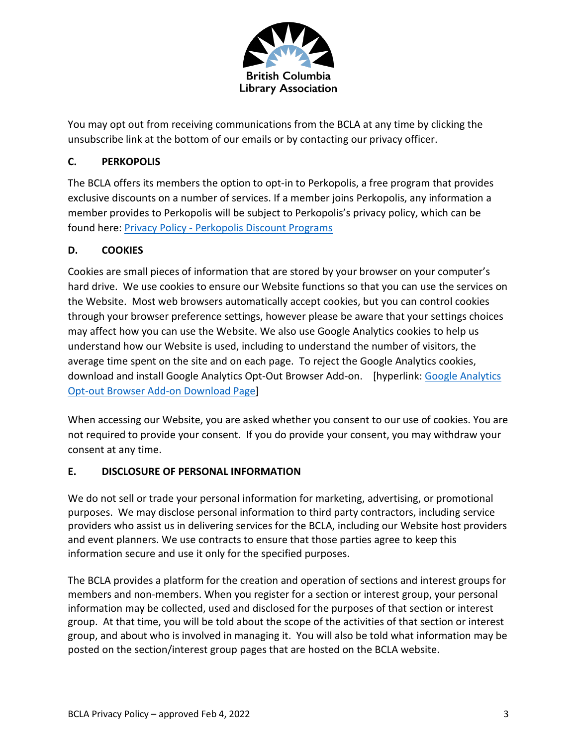You may opt out from receiving communications from the BCLA at any time by clicking the unsubscribe link at the bottom of our emails or by contacting our privacy officer.

### C. PERKOPOLIS

The BCLA offers its members the option to opt-in to Perkopolis, a free program that provides exclusive discounts on a number of services. If a member joins Perkopolis, any information a member provides to Perkopolis will be subject to Perkopolis's privacy policy, which can be found here: Privacy Policy - Perkopolis Discount Programs

### D. COOKIES

Cookies are small pieces of information that are stored by your browser on your computer's hard drive. We use cookies to ensure our Website functions so that you can use the services on the Website. Most web browsers automatically accept cookies, but you can control cookies through your browser preference settings, however please be aware that your settings choices may affect how you can use the Website. We also use Google Analytics cookies to help us understand how our Website is used, including to understand the number of visitors, the average time spent on the site and on each page. To reject the Google Analytics cookies, download and install Google Analytics Opt-Out Browser Add-on. [hyperlink: Google Analytics Opt-out Browser Add-on Download Page]

When accessing our Website, you are asked whether you consent to our use of cookies. You are not required to provide your consent. If you do provide your consent, you may withdraw your consent at any time.

### E. DISCLOSURE OF PERSONAL INFORMATION

We do not sell or trade your personal information for marketing, advertising, or promotional purposes. We may disclose personal information to third party contractors, including service providers who assist us in delivering services for the BCLA, including our Website host providers and event planners. We use contracts to ensure that those parties agree to keep this information secure and use it only for the specified purposes.

The BCLA provides a platform for the creation and operation of sections and interest groups for members and non-members. When you register for a section or interest group, your personal information may be collected, used and disclosed for the purposes of that section or interest group. At that time, you will be told about the scope of the activities of that section or interest group, and about who is involved in managing it. You will also be told what information may be posted on the section/interest group pages that are hosted on the BCLA website.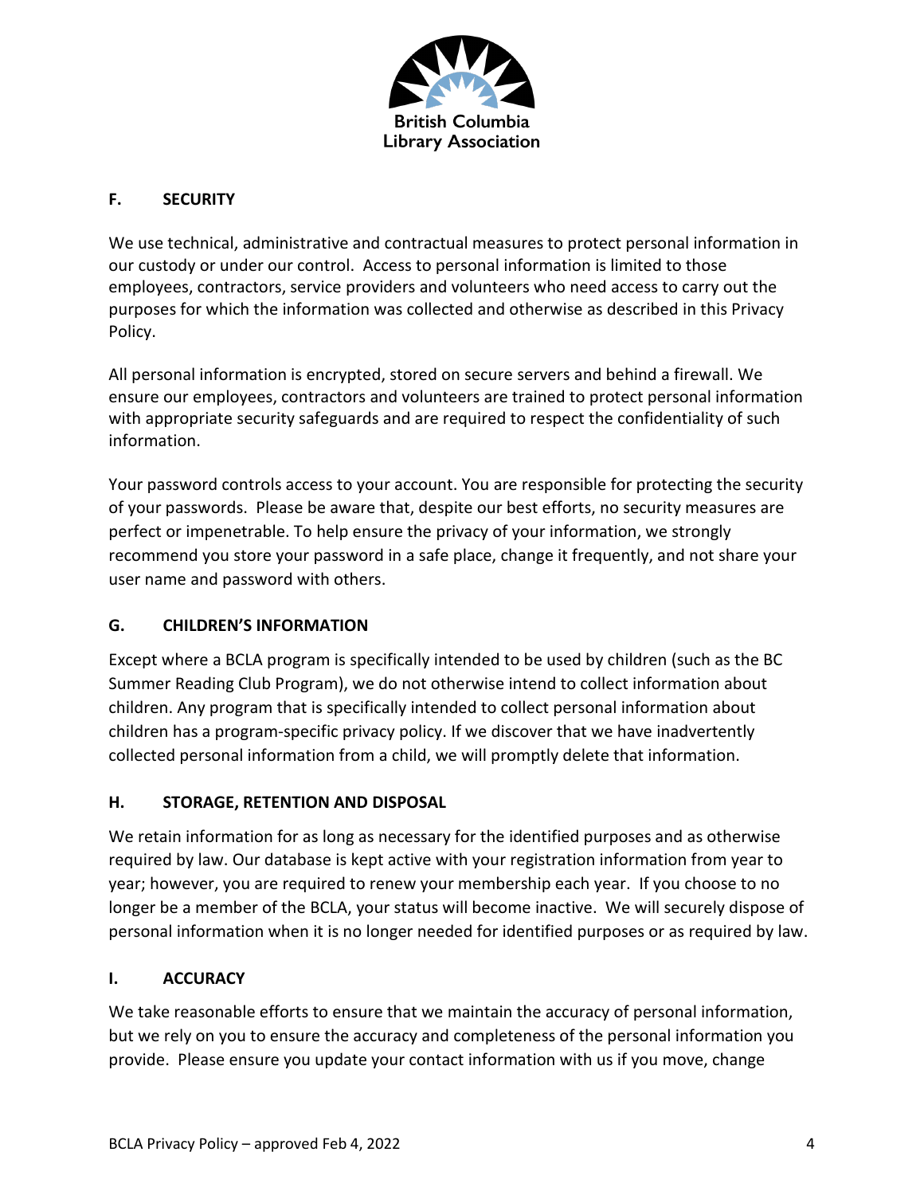## F. SECURITY

We use technical, administrative and contractual measures to protect personal information in our custody or under our control. Access to personal information is limited to those employees, contractors, service providers and volunteers who need access to carry out the purposes for which the information was collected and otherwise as described in this Privacy Policy.

All personal information is encrypted, stored on secure servers and behind a firewall. We ensure our employees, contractors and volunteers are trained to protect personal information with appropriate security safeguards and are required to respect the confidentiality of such information.

Your password controls access to your account. You are responsible for protecting the security of your passwords. Please be aware that, despite our best efforts, no security measures are perfect or impenetrable. To help ensure the privacy of your information, we strongly recommend you store your password in a safe place, change it frequently, and not share your user name and password with others.

## G. CHILDREN'S INFORMATION

Except where a BCLA program is specifically intended to be used by children (such as the BC Summer Reading Club Program), we do not otherwise intend to collect information about children. Any program that is specifically intended to collect personal information about children has a program-specific privacy policy. If we discover that we have inadvertently collected personal information from a child, we will promptly delete that information.

## H. STORAGE, RETENTION AND DISPOSAL

We retain information for as long as necessary for the identified purposes and as otherwise required by law. Our database is kept active with your registration information from year to year; however, you are required to renew your membership each year. If you choose to no longer be a member of the BCLA, your status will become inactive. We will securely dispose of personal information when it is no longer needed for identified purposes or as required by law.

## I. ACCURACY

We take reasonable efforts to ensure that we maintain the accuracy of personal information, but we rely on you to ensure the accuracy and completeness of the personal information you provide. Please ensure you update your contact information with us if you move, change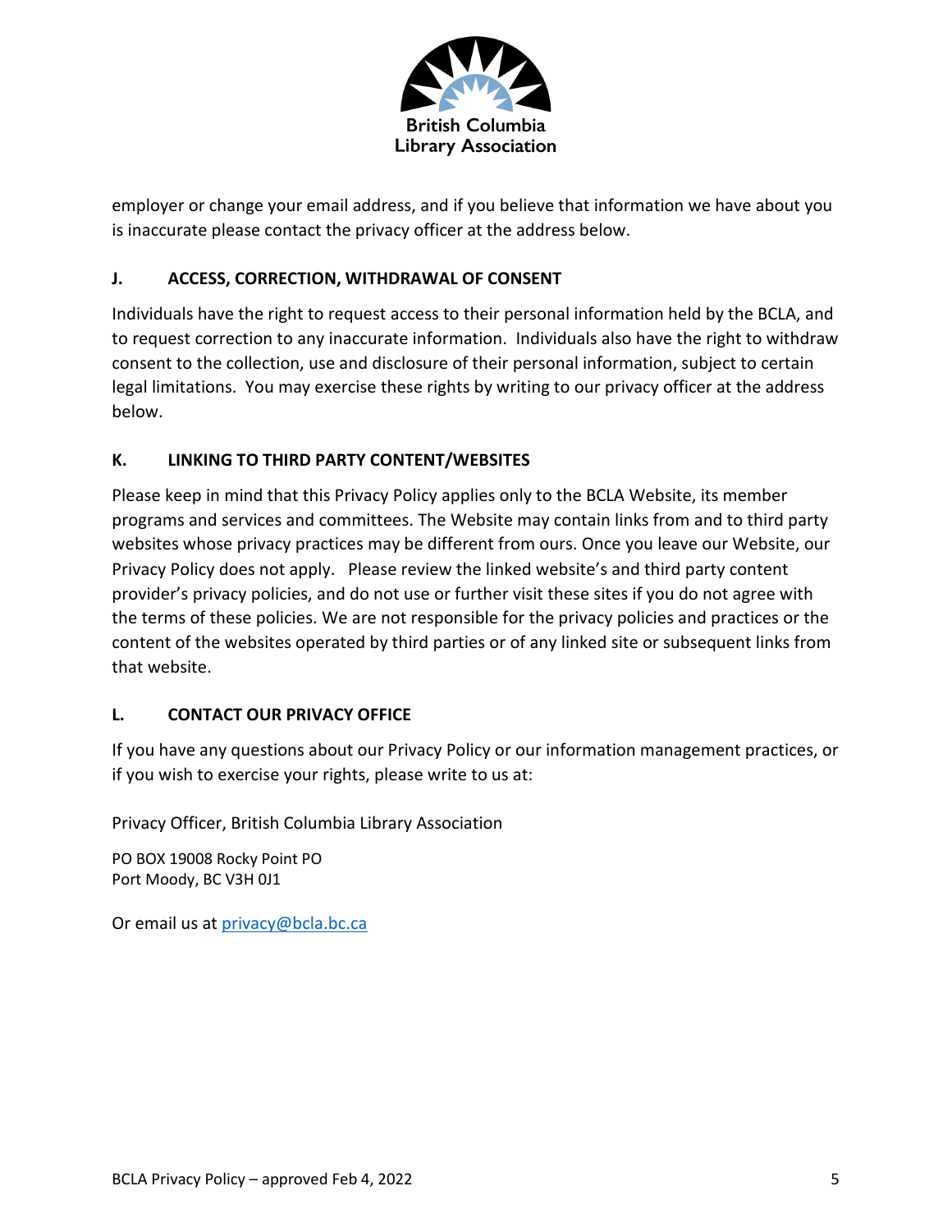employer or change your email address, and if you believe that information we have about you is inaccurate please contact the privacy officer at the address below.

## J. ACCESS, CORRECTION, WITHDRAWAL OF CONSENT

Individuals have the right to request access to their personal information held by the BCLA, and to request correction to any inaccurate information. Individuals also have the right to withdraw consent to the collection, use and disclosure of their personal information, subject to certain legal limitations. You may exercise these rights by writing to our privacy officer at the address below.

## K. LINKING TO THIRD PARTY CONTENT/WEBSITES

Please keep in mind that this Privacy Policy applies only to the BCLA Website, its member programs and services and committees. The Website may contain links from and to third party websites whose privacy practices may be different from ours. Once you leave our Website, our Privacy Policy does not apply. Please review the linked website's and third party content provider's privacy policies, and do not use or further visit these sites if you do not agree with the terms of these policies. We are not responsible for the privacy policies and practices or the content of the websites operated by third parties or of any linked site or subsequent links from that website.

## L. CONTACT OUR PRIVACY OFFICE

If you have any questions about our Privacy Policy or our information management practices, or if you wish to exercise your rights, please write to us at:

Privacy Officer, British Columbia Library Association

PO BOX 19008 Rocky Point PO
Port Moody, BC V3H 0J1

Or email us at [privacy@bcla.bc.ca](mailto:privacy@bcla.bc.ca)